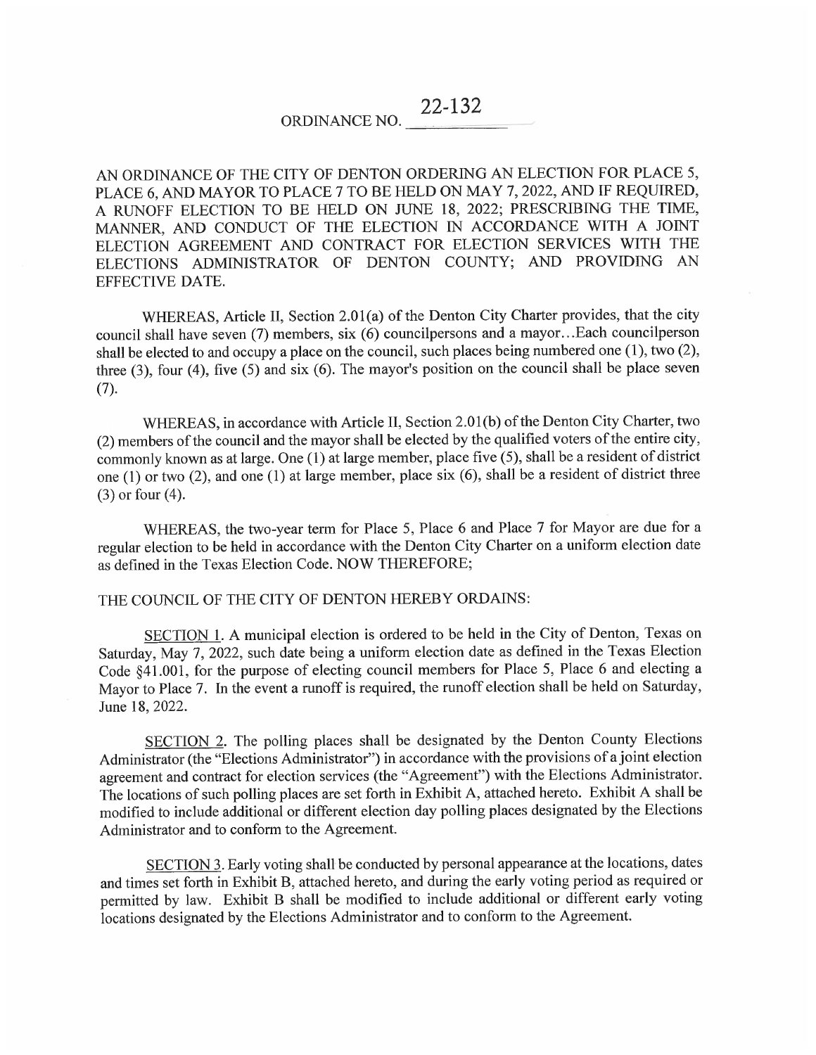# ORDINANCE NO. 22-132

AN ORDINANCE OF THE CITY OF DENTON ORDERING AN ELECTION FOR PLACE 5, PLACE 6, AND MAYOR TO PLACE 7 TO BE HELD ON MAY 7, 2022, AND IF REQUIRED, A RUNOFF ELECTION TO BE HELD ON JUNE 18, 2022; PRESCRIBING THE TIME, MANNER, AND CONDUCT OF THE ELECTION IN ACCORDANCE WITH A JOINT ELECTION AGREEMENT AND CONTRACT FOR ELECTION SERVICES WITH THE ELECTIONS ADMINISTRATOR OF DENTON COUNTY; AND PROVIDING AN EFFECTIVE DATE.

WHEREAS, Article II, Section 2.01(a) of the Denton City Charter provides, that the city council shall have seven (7) members, six (6) councilpersons and a mayor...Each councilperson shall be elected to and occupy a place on the council, such places being numbered one (1), two (2), three (3), four (4), five (5) and six (6). The mayor's position on the council shall be place seven (7).

WHEREAS, in accordance with Article II, Section 2.01(b) of the Denton City Charter, two (2) members of the council and the mayor shall be elected by the qualified voters of the entire city, commonly known as at large. One (1) at large member, place five (5), shall be a resident of district one (1) or two (2), and one (1) at large member, place six (6), shall be a resident of district three (3) or four (4).

WHEREAS, the two-year term for Place 5, Place 6 and Place 7 for Mayor are due for a regular election to be held in accordance with the Denton City Charter on a uniform election date as defined in the Texas Election Code. NOW THEREFORE;

THE COUNCIL OF THE CITY OF DENTON HEREBY ORDAINS:

SECTION 1. A municipal election is ordered to be held in the City of Denton, Texas on Saturday, May 7, 2022, such date being a uniform election date as defined in the Texas Election Code §41.001, for the purpose of electing council members for Place 5, Place 6 and electing a Mayor to Place 7. In the event a runoff is required, the runoff election shall be held on Saturday, June 18, 2022.

SECTION 2. The polling places shall be designated by the Denton County Elections Administrator (the "Elections Administrator") in accordance with the provisions of a joint election agreement and contract for election services (the "Agreement") with the Elections Administrator. The locations of such polling places are set forth in Exhibit A, attached hereto. Exhibit A shall be modified to include additional or different election day polling places designated by the Elections Administrator and to conform to the Agreement.

SECTION 3. Early voting shall be conducted by personal appearance at the locations, dates and times set forth in Exhibit B, attached hereto, and during the early voting period as required or permitted by law. Exhibit B shall be modified to include additional or different early voting locations designated by the Elections Administrator and to conform to the Agreement.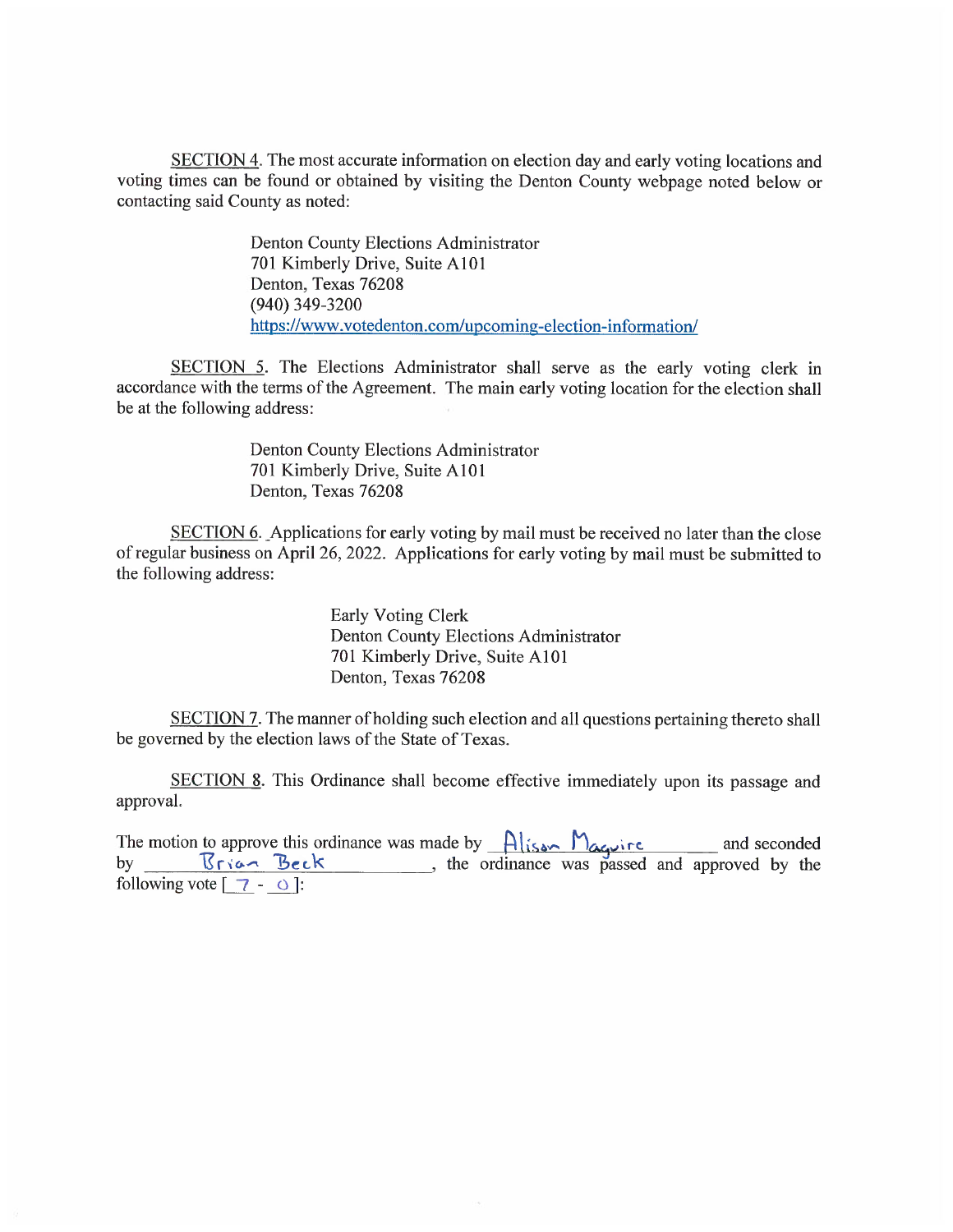<u>SECTION 4</u>. The most accurate information on election day and early voting locations and voting times can be found or obtained by visiting the Denton County webpage noted below or contacting said County as noted:

> Denton County Elections Administrator
> 701 Kimberly Drive, Suite A101
> Denton, Texas 76208
> (940) 349-3200
> https://www.votedenton.com/upcoming-election-information/

<u>SECTION 5</u>. The Elections Administrator shall serve as the early voting clerk in accordance with the terms of the Agreement. The main early voting location for the election shall be at the following address:

> Denton County Elections Administrator
> 701 Kimberly Drive, Suite A101
> Denton, Texas 76208

<u>SECTION 6</u>. Applications for early voting by mail must be received no later than the close of regular business on April 26, 2022. Applications for early voting by mail must be submitted to the following address:

> Early Voting Clerk
> Denton County Elections Administrator
> 701 Kimberly Drive, Suite A101
> Denton, Texas 76208

<u>SECTION 7</u>. The manner of holding such election and all questions pertaining thereto shall be governed by the election laws of the State of Texas.

<u>SECTION 8</u>. This Ordinance shall become effective immediately upon its passage and approval.

The motion to approve this ordinance was made by Alison Maguire and seconded by Brian Beck, the ordinance was passed and approved by the following vote [ 7 - 0 ]: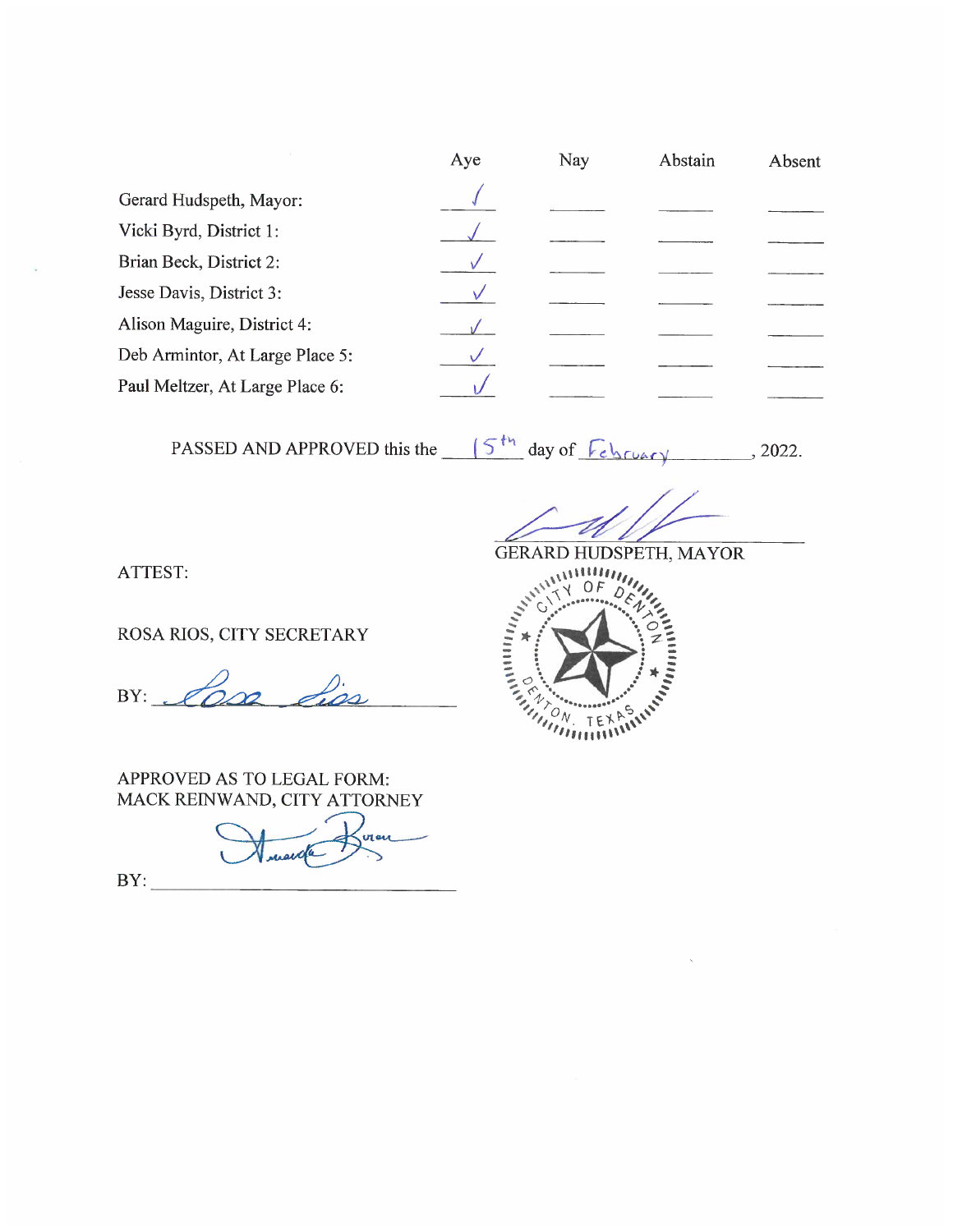| | Aye | Nay | Abstain | Absent |
|---|---|---|---|---|
| Gerard Hudspeth, Mayor: | ✓ | | | |
| Vicki Byrd, District 1: | ✓ | | | |
| Brian Beck, District 2: | ✓ | | | |
| Jesse Davis, District 3: | ✓ | | | |
| Alison Maguire, District 4: | ✓ | | | |
| Deb Armintor, At Large Place 5: | ✓ | | | |
| Paul Meltzer, At Large Place 6: | ✓ | | | |

PASSED AND APPROVED this the 15th day of February, 2022.

GERARD HUDSPETH, MAYOR

ATTEST:

ROSA RIOS, CITY SECRETARY

BY: ______________________________

APPROVED AS TO LEGAL FORM:
MACK REINWAND, CITY ATTORNEY

BY: ______________________________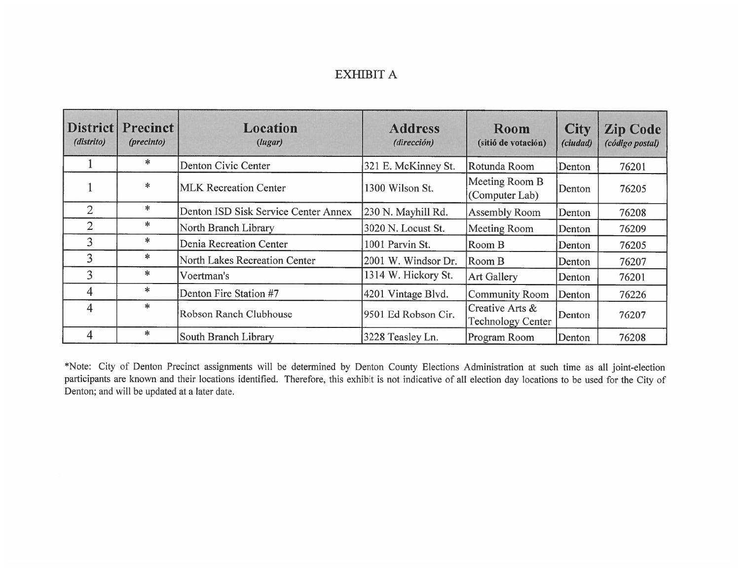# EXHIBIT A

| District *(distrito)* | Precinct *(precinto)* | Location *(lugar)* | Address *(dirección)* | Room (sitió de votación) | City *(ciudad)* | Zip Code *(código postal)* |
|---|---|---|---|---|---|---|
| 1 | * | Denton Civic Center | 321 E. McKinney St. | Rotunda Room | Denton | 76201 |
| 1 | * | MLK Recreation Center | 1300 Wilson St. | Meeting Room B (Computer Lab) | Denton | 76205 |
| 2 | * | Denton ISD Sisk Service Center Annex | 230 N. Mayhill Rd. | Assembly Room | Denton | 76208 |
| 2 | * | North Branch Library | 3020 N. Locust St. | Meeting Room | Denton | 76209 |
| 3 | * | Denia Recreation Center | 1001 Parvin St. | Room B | Denton | 76205 |
| 3 | * | North Lakes Recreation Center | 2001 W. Windsor Dr. | Room B | Denton | 76207 |
| 3 | * | Voertman's | 1314 W. Hickory St. | Art Gallery | Denton | 76201 |
| 4 | * | Denton Fire Station #7 | 4201 Vintage Blvd. | Community Room | Denton | 76226 |
| 4 | * | Robson Ranch Clubhouse | 9501 Ed Robson Cir. | Creative Arts & Technology Center | Denton | 76207 |
| 4 | * | South Branch Library | 3228 Teasley Ln. | Program Room | Denton | 76208 |

*Note: City of Denton Precinct assignments will be determined by Denton County Elections Administration at such time as all joint-election participants are known and their locations identified. Therefore, this exhibit is not indicative of all election day locations to be used for the City of Denton; and will be updated at a later date.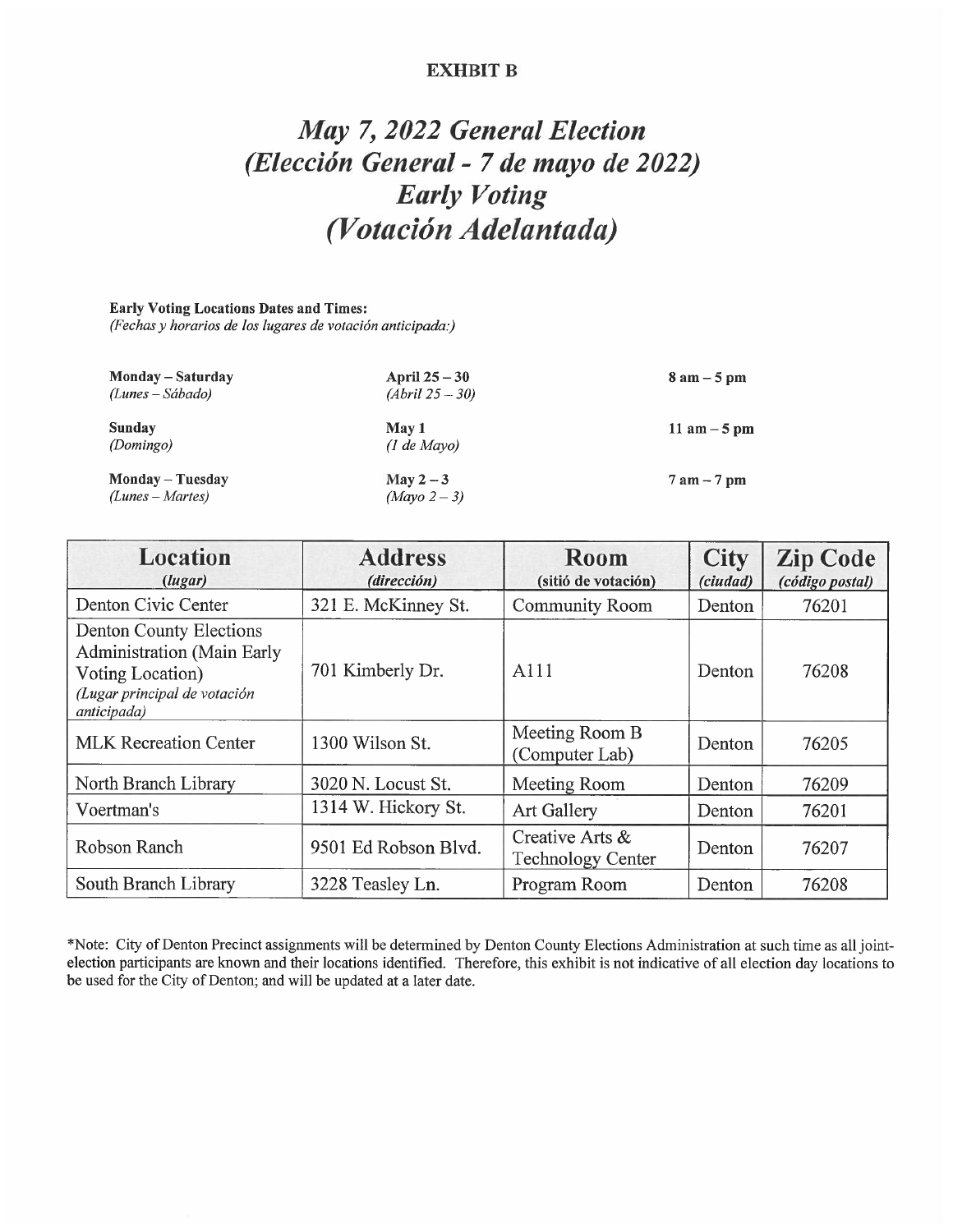**EXHIBIT B**

# *May 7, 2022 General Election*
# *(Elección General - 7 de mayo de 2022)*
# *Early Voting*
# *(Votación Adelantada)*

**Early Voting Locations Dates and Times:**
*(Fechas y horarios de los lugares de votación anticipada:)*

| | | |
|---|---|---|
| **Monday – Saturday** *(Lunes – Sábado)* | **April 25 – 30** *(Abril 25 – 30)* | **8 am – 5 pm** |
| **Sunday** *(Domingo)* | **May 1** *(1 de Mayo)* | **11 am – 5 pm** |
| **Monday – Tuesday** *(Lunes – Martes)* | **May 2 – 3** *(Mayo 2 – 3)* | **7 am – 7 pm** |

| **Location** *(lugar)* | **Address** *(dirección)* | **Room** (sitió de votación) | **City** *(ciudad)* | **Zip Code** *(código postal)* |
|---|---|---|---|---|
| Denton Civic Center | 321 E. McKinney St. | Community Room | Denton | 76201 |
| Denton County Elections Administration (Main Early Voting Location) *(Lugar principal de votación anticipada)* | 701 Kimberly Dr. | A111 | Denton | 76208 |
| MLK Recreation Center | 1300 Wilson St. | Meeting Room B (Computer Lab) | Denton | 76205 |
| North Branch Library | 3020 N. Locust St. | Meeting Room | Denton | 76209 |
| Voertman's | 1314 W. Hickory St. | Art Gallery | Denton | 76201 |
| Robson Ranch | 9501 Ed Robson Blvd. | Creative Arts & Technology Center | Denton | 76207 |
| South Branch Library | 3228 Teasley Ln. | Program Room | Denton | 76208 |

*Note: City of Denton Precinct assignments will be determined by Denton County Elections Administration at such time as all joint-election participants are known and their locations identified. Therefore, this exhibit is not indicative of all election day locations to be used for the City of Denton; and will be updated at a later date.